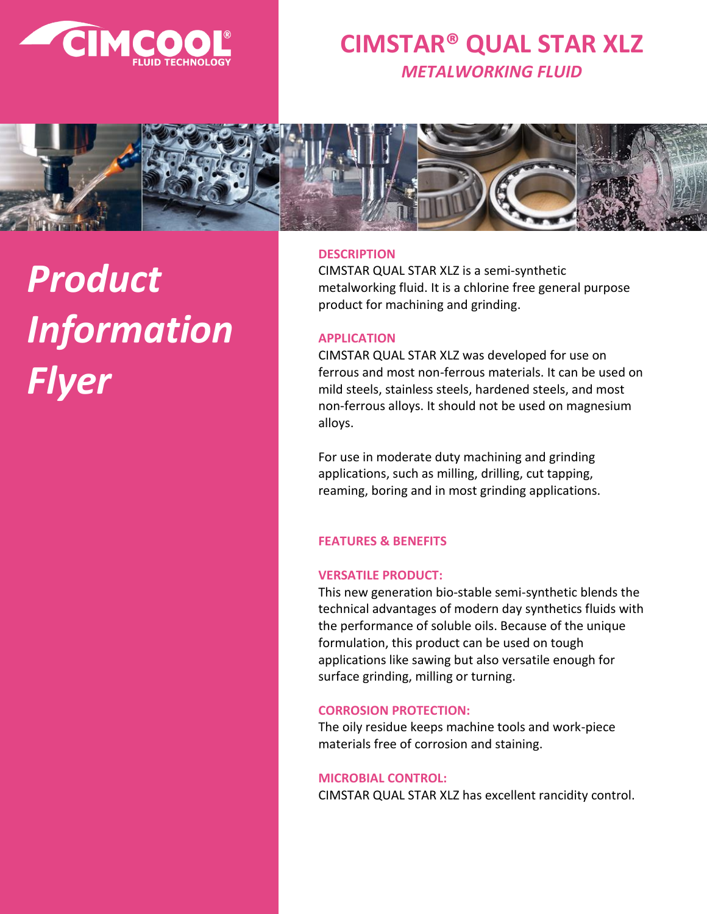CIMCOOL FLUID TECHNOLOGY

# CIMSTAR® QUAL STAR XLZ

*METALWORKING FLUID*

## *Product Information Flyer*

### DESCRIPTION

CIMSTAR QUAL STAR XLZ is a semi-synthetic metalworking fluid. It is a chlorine free general purpose product for machining and grinding.

### APPLICATION

CIMSTAR QUAL STAR XLZ was developed for use on ferrous and most non-ferrous materials. It can be used on mild steels, stainless steels, hardened steels, and most non-ferrous alloys. It should not be used on magnesium alloys.

For use in moderate duty machining and grinding applications, such as milling, drilling, cut tapping, reaming, boring and in most grinding applications.

### FEATURES & BENEFITS

#### VERSATILE PRODUCT:

This new generation bio-stable semi-synthetic blends the technical advantages of modern day synthetics fluids with the performance of soluble oils. Because of the unique formulation, this product can be used on tough applications like sawing but also versatile enough for surface grinding, milling or turning.

#### CORROSION PROTECTION:

The oily residue keeps machine tools and work-piece materials free of corrosion and staining.

#### MICROBIAL CONTROL:

CIMSTAR QUAL STAR XLZ has excellent rancidity control.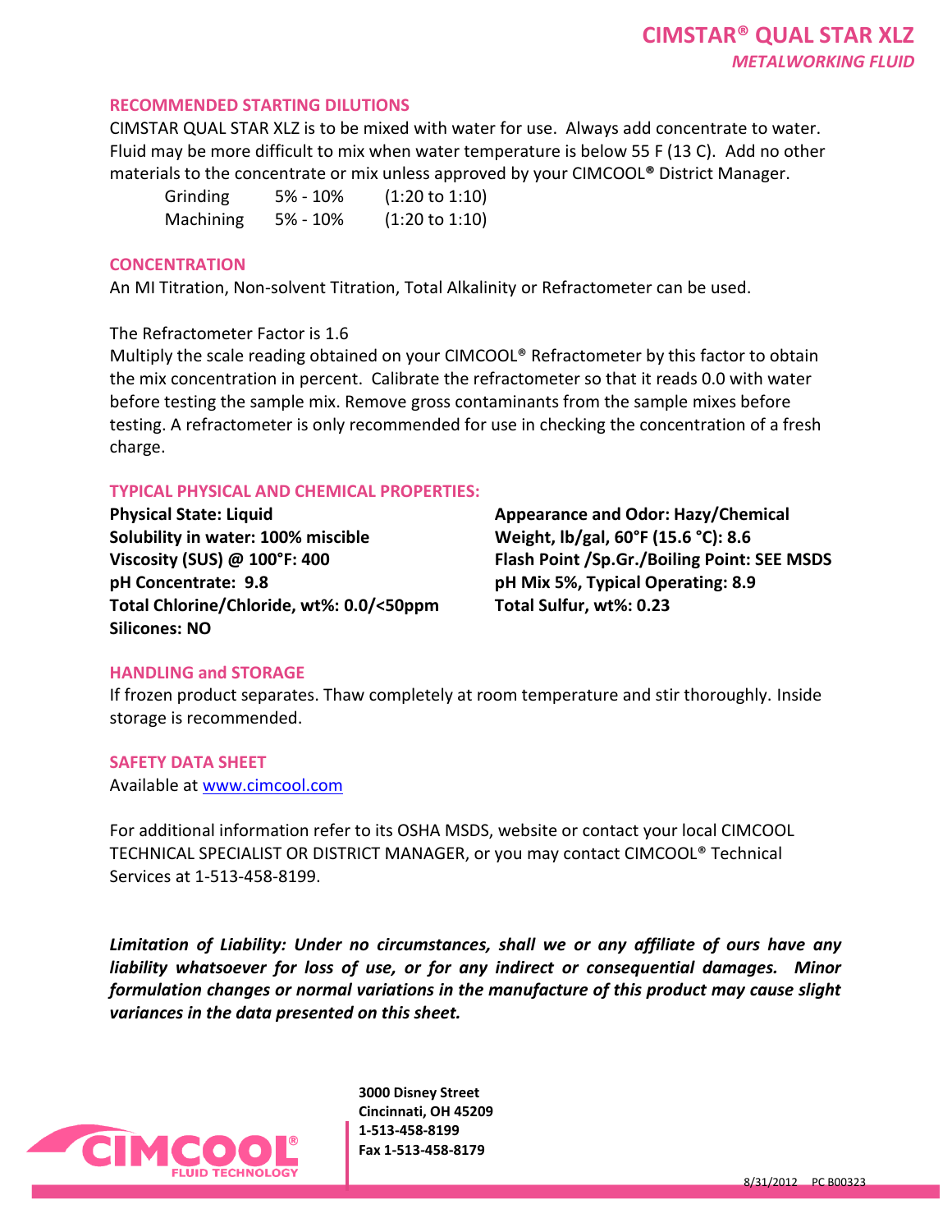## RECOMMENDED STARTING DILUTIONS

CIMSTAR QUAL STAR XLZ is to be mixed with water for use. Always add concentrate to water. Fluid may be more difficult to mix when water temperature is below 55 F (13 C). Add no other materials to the concentrate or mix unless approved by your CIMCOOL® District Manager.

| | | |
|---|---|---|
| Grinding | 5% - 10% | (1:20 to 1:10) |
| Machining | 5% - 10% | (1:20 to 1:10) |

## CONCENTRATION

An MI Titration, Non-solvent Titration, Total Alkalinity or Refractometer can be used.

The Refractometer Factor is 1.6

Multiply the scale reading obtained on your CIMCOOL® Refractometer by this factor to obtain the mix concentration in percent. Calibrate the refractometer so that it reads 0.0 with water before testing the sample mix. Remove gross contaminants from the sample mixes before testing. A refractometer is only recommended for use in checking the concentration of a fresh charge.

## TYPICAL PHYSICAL AND CHEMICAL PROPERTIES:

**Physical State: Liquid**
**Solubility in water: 100% miscible**
**Viscosity (SUS) @ 100°F: 400**
**pH Concentrate: 9.8**
**Total Chlorine/Chloride, wt%: 0.0/<50ppm**
**Silicones: NO**

**Appearance and Odor: Hazy/Chemical**
**Weight, lb/gal, 60°F (15.6 °C): 8.6**
**Flash Point /Sp.Gr./Boiling Point: SEE MSDS**
**pH Mix 5%, Typical Operating: 8.9**
**Total Sulfur, wt%: 0.23**

## HANDLING and STORAGE

If frozen product separates. Thaw completely at room temperature and stir thoroughly. Inside storage is recommended.

## SAFETY DATA SHEET

Available at www.cimcool.com

For additional information refer to its OSHA MSDS, website or contact your local CIMCOOL TECHNICAL SPECIALIST OR DISTRICT MANAGER, or you may contact CIMCOOL® Technical Services at 1-513-458-8199.

***Limitation of Liability: Under no circumstances, shall we or any affiliate of ours have any liability whatsoever for loss of use, or for any indirect or consequential damages. Minor formulation changes or normal variations in the manufacture of this product may cause slight variances in the data presented on this sheet.***

CIMCOOL® FLUID TECHNOLOGY

**3000 Disney Street**
**Cincinnati, OH 45209**
**1-513-458-8199**
**Fax 1-513-458-8179**

8/31/2012 PC B00323